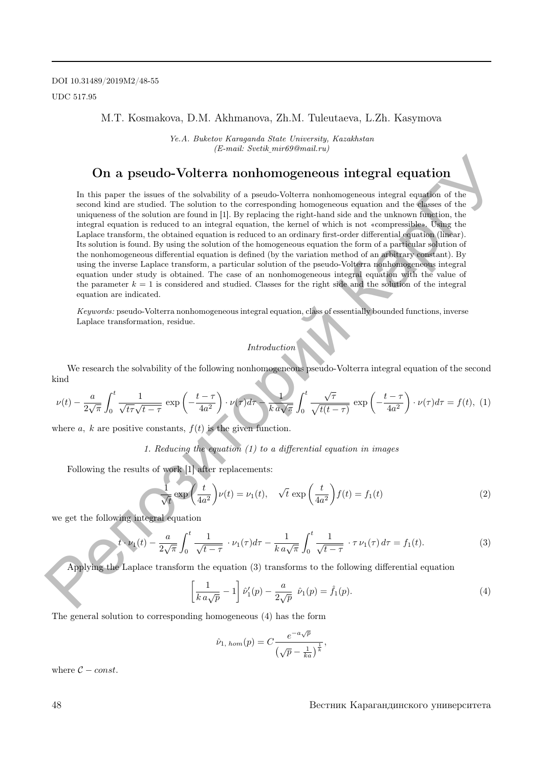DOI 10.31489/2019M2/48-55

UDC 517.95

M.T. Kosmakova, D.M. Akhmanova, Zh.M. Tuleutaeva, L.Zh. Kasymova

*Ye.A. Buketov Karaganda State University, Kazakhstan*
*(E-mail: Svetik_mir69@mail.ru)*

# On a pseudo-Volterra nonhomogeneous integral equation

In this paper the issues of the solvability of a pseudo-Volterra nonhomogeneous integral equation of the second kind are studied. The solution to the corresponding homogeneous equation and the classes of the uniqueness of the solution are found in [1]. By replacing the right-hand side and the unknown function, the integral equation is reduced to an integral equation, the kernel of which is not «compressible». Using the Laplace transform, the obtained equation is reduced to an ordinary first-order differential equation (linear). Its solution is found. By using the solution of the homogeneous equation the form of a particular solution of the nonhomogeneous differential equation is defined (by the variation method of an arbitrary constant). By using the inverse Laplace transform, a particular solution of the pseudo-Volterra nonhomogeneous integral equation under study is obtained. The case of an nonhomogeneous integral equation with the value of the parameter $k = 1$ is considered and studied. Classes for the right side and the solution of the integral equation are indicated.

*Keywords:* pseudo-Volterra nonhomogeneous integral equation, class of essentially bounded functions, inverse Laplace transformation, residue.

*Introduction*

We research the solvability of the following nonhomogeneous pseudo-Volterra integral equation of the second kind

$$\nu(t) - \frac{a}{2\sqrt{\pi}} \int_0^t \frac{1}{\sqrt{t\tau}\sqrt{t-\tau}} \exp\left(-\frac{t-\tau}{4a^2}\right) \cdot \nu(\tau) d\tau - \frac{1}{k\, a\sqrt{\pi}} \int_0^t \frac{\sqrt{\tau}}{\sqrt{t(t-\tau)}} \exp\left(-\frac{t-\tau}{4a^2}\right) \cdot \nu(\tau) d\tau = f(t), \quad (1)$$

where $a,\ k$ are positive constants, $f(t)$ is the given function.

*1. Reducing the equation (1) to a differential equation in images*

Following the results of work [1] after replacements:

$$\frac{1}{\sqrt{t}} \exp\left(\frac{t}{4a^2}\right) \nu(t) = \nu_1(t), \quad \sqrt{t} \exp\left(\frac{t}{4a^2}\right) f(t) = f_1(t) \quad (2)$$

we get the following integral equation

$$t \cdot \nu_1(t) - \frac{a}{2\sqrt{\pi}} \int_0^t \frac{1}{\sqrt{t-\tau}} \cdot \nu_1(\tau) d\tau - \frac{1}{k\, a\sqrt{\pi}} \int_0^t \frac{1}{\sqrt{t-\tau}} \cdot \tau\, \nu_1(\tau)\, d\tau = f_1(t). \quad (3)$$

Applying the Laplace transform the equation (3) transforms to the following differential equation

$$\left[\frac{1}{k\, a\sqrt{p}} - 1\right] \hat{\nu}_1'(p) - \frac{a}{2\sqrt{p}}\ \hat{\nu}_1(p) = \hat{f}_1(p). \quad (4)$$

The general solution to corresponding homogeneous (4) has the form

$$\hat{\nu}_{1,\, hom}(p) = C \frac{e^{-a\sqrt{p}}}{\left(\sqrt{p} - \frac{1}{ka}\right)^{\frac{1}{k}}},$$

where $\mathcal{C} - const.$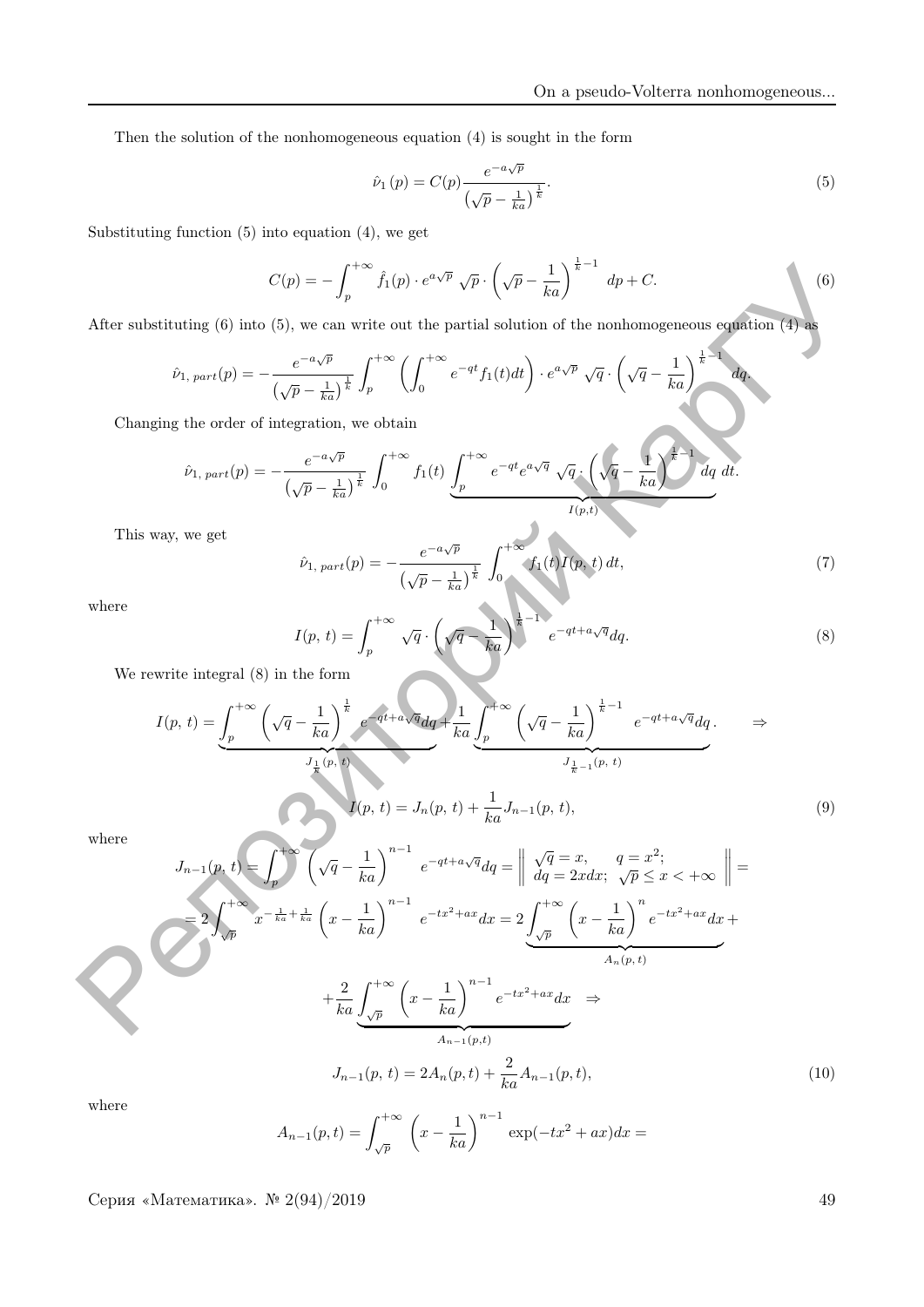Then the solution of the nonhomogeneous equation (4) is sought in the form

$$\hat{\nu}_1(p) = C(p)\frac{e^{-a\sqrt{p}}}{\left(\sqrt{p}-\frac{1}{ka}\right)^{\frac{1}{k}}}. \tag{5}$$

Substituting function (5) into equation (4), we get

$$C(p) = -\int_p^{+\infty} \hat{f}_1(p)\cdot e^{a\sqrt{p}}\ \sqrt{p}\cdot\left(\sqrt{p}-\frac{1}{ka}\right)^{\frac{1}{k}-1}\ dp + C. \tag{6}$$

After substituting (6) into (5), we can write out the partial solution of the nonhomogeneous equation (4) as

$$\hat{\nu}_{1,\,part}(p) = -\frac{e^{-a\sqrt{p}}}{\left(\sqrt{p}-\frac{1}{ka}\right)^{\frac{1}{k}}}\int_p^{+\infty}\left(\int_0^{+\infty} e^{-qt} f_1(t)dt\right)\cdot e^{a\sqrt{p}}\ \sqrt{q}\cdot\left(\sqrt{q}-\frac{1}{ka}\right)^{\frac{1}{k}-1} dq.$$

Changing the order of integration, we obtain

$$\hat{\nu}_{1,\,part}(p) = -\frac{e^{-a\sqrt{p}}}{\left(\sqrt{p}-\frac{1}{ka}\right)^{\frac{1}{k}}}\int_0^{+\infty} f_1(t)\underbrace{\int_p^{+\infty} e^{-qt}e^{a\sqrt{q}}\ \sqrt{q}\cdot\left(\sqrt{q}-\frac{1}{ka}\right)^{\frac{1}{k}-1} dq}_{I(p,t)}\ dt.$$

This way, we get

$$\hat{\nu}_{1,\,part}(p) = -\frac{e^{-a\sqrt{p}}}{\left(\sqrt{p}-\frac{1}{ka}\right)^{\frac{1}{k}}}\int_0^{+\infty} f_1(t)I(p,\,t)\,dt, \tag{7}$$

where

$$I(p,\,t) = \int_p^{+\infty}\ \sqrt{q}\cdot\left(\sqrt{q}-\frac{1}{ka}\right)^{\frac{1}{k}-1}\ e^{-qt+a\sqrt{q}}dq. \tag{8}$$

We rewrite integral (8) in the form

$$I(p,\,t) = \underbrace{\int_p^{+\infty}\left(\sqrt{q}-\frac{1}{ka}\right)^{\frac{1}{k}} e^{-qt+a\sqrt{q}}dq}_{J_{\frac{1}{k}}(p,\,t)} + \frac{1}{ka}\underbrace{\int_p^{+\infty}\left(\sqrt{q}-\frac{1}{ka}\right)^{\frac{1}{k}-1}\ e^{-qt+a\sqrt{q}}dq}_{J_{\frac{1}{k}-1}(p,\,t)}. \qquad \Rightarrow$$

$$I(p,\,t) = J_n(p,\,t) + \frac{1}{ka}J_{n-1}(p,\,t), \tag{9}$$

where

$$J_{n-1}(p,\,t) = \int_p^{+\infty}\left(\sqrt{q}-\frac{1}{ka}\right)^{n-1}\ e^{-qt+a\sqrt{q}}dq = \left\|\begin{array}{ll}\sqrt{q}=x, & q=x^2;\\ dq=2xdx; & \sqrt{p}\le x<+\infty\end{array}\right\| =$$

$$= 2\int_{\sqrt{p}}^{+\infty} x^{-\frac{1}{ka}+\frac{1}{ka}}\left(x-\frac{1}{ka}\right)^{n-1}\ e^{-tx^2+ax}dx = 2\underbrace{\int_{\sqrt{p}}^{+\infty}\left(x-\frac{1}{ka}\right)^{n} e^{-tx^2+ax}dx}_{A_n(p,\,t)} +$$

$$+\frac{2}{ka}\underbrace{\int_{\sqrt{p}}^{+\infty}\left(x-\frac{1}{ka}\right)^{n-1} e^{-tx^2+ax}dx}_{A_{n-1}(p,t)} \ \Rightarrow$$

$$J_{n-1}(p,\,t) = 2A_n(p,t) + \frac{2}{ka}A_{n-1}(p,t), \tag{10}$$

where

$$A_{n-1}(p,t) = \int_{\sqrt{p}}^{+\infty}\ \left(x-\frac{1}{ka}\right)^{n-1}\ \exp(-tx^2+ax)dx =$$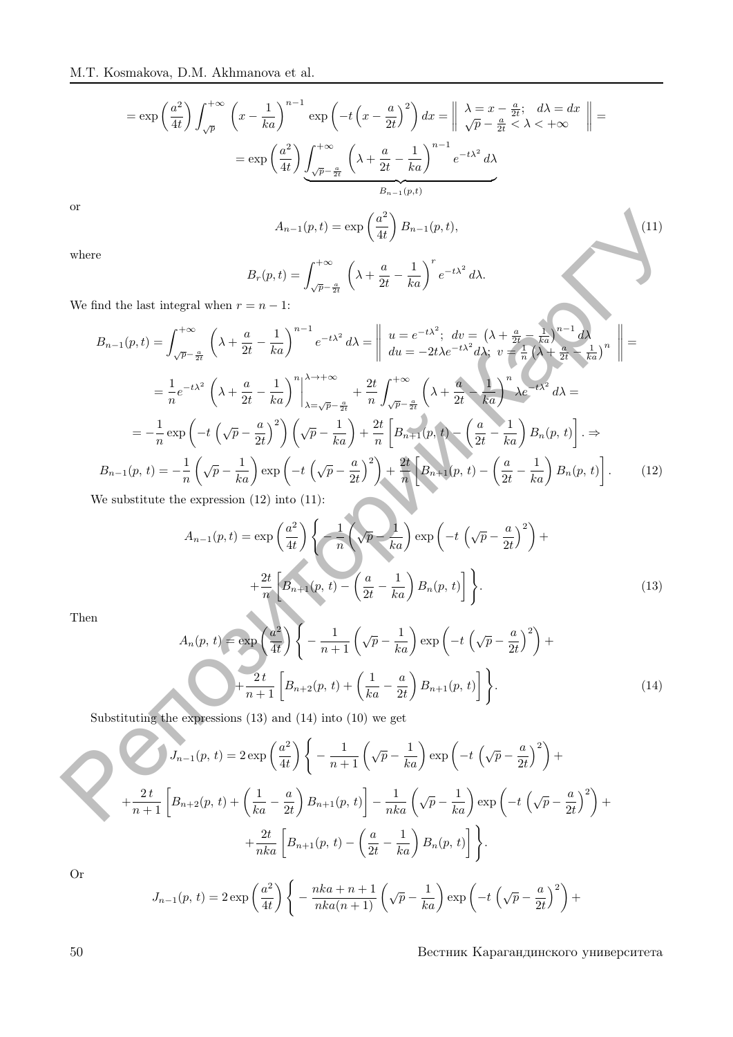$$= \exp\left(\frac{a^2}{4t}\right)\int_{\sqrt{p}}^{+\infty}\left(x-\frac{1}{ka}\right)^{n-1}\exp\left(-t\left(x-\frac{a}{2t}\right)^2\right)dx = \left\| \begin{array}{l} \lambda = x-\frac{a}{2t}; \quad d\lambda = dx \\ \sqrt{p}-\frac{a}{2t} < \lambda < +\infty \end{array} \right\| =$$

$$= \exp\left(\frac{a^2}{4t}\right)\underbrace{\int_{\sqrt{p}-\frac{a}{2t}}^{+\infty}\left(\lambda+\frac{a}{2t}-\frac{1}{ka}\right)^{n-1}e^{-t\lambda^2}\,d\lambda}_{B_{n-1}(p,t)}$$

or

$$A_{n-1}(p,t) = \exp\left(\frac{a^2}{4t}\right)B_{n-1}(p,t), \tag{11}$$

where

$$B_r(p,t) = \int_{\sqrt{p}-\frac{a}{2t}}^{+\infty}\left(\lambda+\frac{a}{2t}-\frac{1}{ka}\right)^{r}e^{-t\lambda^2}\,d\lambda.$$

We find the last integral when $r = n-1$:

$$B_{n-1}(p,t) = \int_{\sqrt{p}-\frac{a}{2t}}^{+\infty}\left(\lambda+\frac{a}{2t}-\frac{1}{ka}\right)^{n-1}e^{-t\lambda^2}\,d\lambda = \left\| \begin{array}{l} u = e^{-t\lambda^2}; \;\; dv = \left(\lambda+\frac{a}{2t}-\frac{1}{ka}\right)^{n-1}d\lambda \\ du = -2t\lambda e^{-t\lambda^2}d\lambda; \;\; v = \frac{1}{n}\left(\lambda+\frac{a}{2t}-\frac{1}{ka}\right)^{n} \end{array} \right\| =$$

$$= \frac{1}{n}e^{-t\lambda^2}\left(\lambda+\frac{a}{2t}-\frac{1}{ka}\right)^{n}\Bigg|_{\lambda=\sqrt{p}-\frac{a}{2t}}^{\lambda\to+\infty} + \frac{2t}{n}\int_{\sqrt{p}-\frac{a}{2t}}^{+\infty}\left(\lambda+\frac{a}{2t}-\frac{1}{ka}\right)^{n}\lambda e^{-t\lambda^2}\,d\lambda =$$

$$= -\frac{1}{n}\exp\left(-t\left(\sqrt{p}-\frac{a}{2t}\right)^2\right)\left(\sqrt{p}-\frac{1}{ka}\right) + \frac{2t}{n}\left[B_{n+1}(p,t)-\left(\frac{a}{2t}-\frac{1}{ka}\right)B_n(p,t)\right]. \Rightarrow$$

$$B_{n-1}(p,\,t) = -\frac{1}{n}\left(\sqrt{p}-\frac{1}{ka}\right)\exp\left(-t\left(\sqrt{p}-\frac{a}{2t}\right)^2\right) + \frac{2t}{n}\left[B_{n+1}(p,\,t)-\left(\frac{a}{2t}-\frac{1}{ka}\right)B_n(p,\,t)\right]. \tag{12}$$

We substitute the expression (12) into (11):

$$A_{n-1}(p,t) = \exp\left(\frac{a^2}{4t}\right)\Bigg\{-\frac{1}{n}\left(\sqrt{p}-\frac{1}{ka}\right)\exp\left(-t\left(\sqrt{p}-\frac{a}{2t}\right)^2\right) +$$

$$+\frac{2t}{n}\left[B_{n+1}(p,\,t)-\left(\frac{a}{2t}-\frac{1}{ka}\right)B_n(p,\,t)\right]\Bigg\}. \tag{13}$$

Then

$$A_n(p,\,t) = \exp\left(\frac{a^2}{4t}\right)\Bigg\{-\frac{1}{n+1}\left(\sqrt{p}-\frac{1}{ka}\right)\exp\left(-t\left(\sqrt{p}-\frac{a}{2t}\right)^2\right) +$$

$$+\frac{2\,t}{n+1}\left[B_{n+2}(p,\,t)+\left(\frac{1}{ka}-\frac{a}{2t}\right)B_{n+1}(p,\,t)\right]\Bigg\}. \tag{14}$$

Substituting the expressions (13) and (14) into (10) we get

$$J_{n-1}(p,\,t) = 2\exp\left(\frac{a^2}{4t}\right)\Bigg\{-\frac{1}{n+1}\left(\sqrt{p}-\frac{1}{ka}\right)\exp\left(-t\left(\sqrt{p}-\frac{a}{2t}\right)^2\right) +$$

$$+\frac{2\,t}{n+1}\left[B_{n+2}(p,\,t)+\left(\frac{1}{ka}-\frac{a}{2t}\right)B_{n+1}(p,\,t)\right] - \frac{1}{nka}\left(\sqrt{p}-\frac{1}{ka}\right)\exp\left(-t\left(\sqrt{p}-\frac{a}{2t}\right)^2\right) +$$

$$+\frac{2t}{nka}\left[B_{n+1}(p,\,t)-\left(\frac{a}{2t}-\frac{1}{ka}\right)B_n(p,\,t)\right]\Bigg\}.$$

Or

$$J_{n-1}(p,\,t) = 2\exp\left(\frac{a^2}{4t}\right)\Bigg\{-\frac{nka+n+1}{nka(n+1)}\left(\sqrt{p}-\frac{1}{ka}\right)\exp\left(-t\left(\sqrt{p}-\frac{a}{2t}\right)^2\right) +$$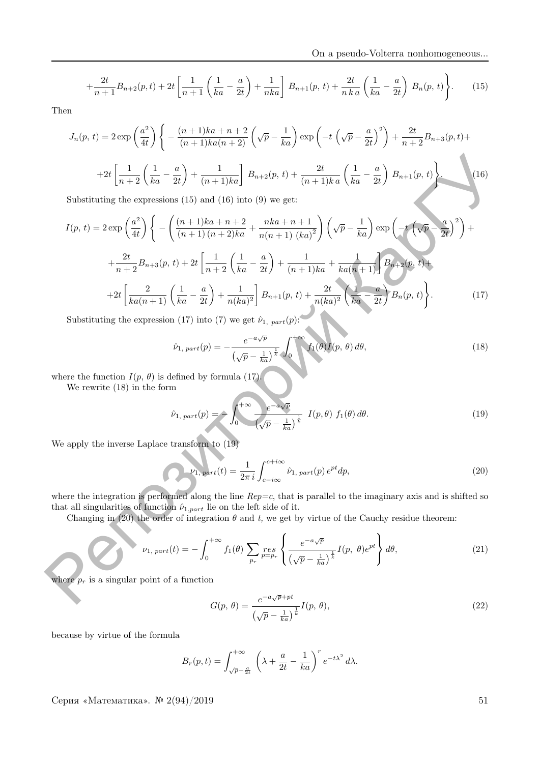$$+\frac{2t}{n+1}B_{n+2}(p,t)+2t\left[\frac{1}{n+1}\left(\frac{1}{ka}-\frac{a}{2t}\right)+\frac{1}{nka}\right]B_{n+1}(p,\,t)+\frac{2t}{n\,k\,a}\left(\frac{1}{ka}-\frac{a}{2t}\right)B_n(p,\,t)\Bigg\}. \tag{15}$$

Then

$$J_n(p,\,t)=2\exp\left(\frac{a^2}{4t}\right)\Bigg\{-\frac{(n+1)ka+n+2}{(n+1)ka(n+2)}\left(\sqrt{p}-\frac{1}{ka}\right)\exp\left(-t\left(\sqrt{p}-\frac{a}{2t}\right)^2\right)+\frac{2t}{n+2}B_{n+3}(p,t)+$$

$$+2t\left[\frac{1}{n+2}\left(\frac{1}{ka}-\frac{a}{2t}\right)+\frac{1}{(n+1)ka}\right]B_{n+2}(p,\,t)+\frac{2t}{(n+1)k\,a}\left(\frac{1}{ka}-\frac{a}{2t}\right)B_{n+1}(p,\,t)\Bigg\}. \tag{16}$$

Substituting the expressions (15) and (16) into (9) we get:

$$I(p,\,t)=2\exp\left(\frac{a^2}{4t}\right)\Bigg\{-\left(\frac{(n+1)ka+n+2}{(n+1)\,(n+2)ka}+\frac{nka+n+1}{n(n+1)\,(ka)^2}\right)\left(\sqrt{p}-\frac{1}{ka}\right)\exp\left(-t\left(\sqrt{p}-\frac{a}{2t}\right)^2\right)+$$

$$+\frac{2t}{n+2}B_{n+3}(p,\,t)+2t\left[\frac{1}{n+2}\left(\frac{1}{ka}-\frac{a}{2t}\right)+\frac{1}{(n+1)ka}+\frac{1}{ka(n+1)}\right]B_{n+2}(p,\,t)+$$

$$+2t\left[\frac{2}{ka(n+1)}\left(\frac{1}{ka}-\frac{a}{2t}\right)+\frac{1}{n(ka)^2}\right]B_{n+1}(p,\,t)+\frac{2t}{n(ka)^2}\left(\frac{1}{ka}-\frac{a}{2t}\right)B_n(p,\,t)\Bigg\}. \tag{17}$$

Substituting the expression (17) into (7) we get $\hat{\nu}_{1,\ part}(p)$:

$$\hat{\nu}_{1,\ part}(p)=-\frac{e^{-a\sqrt{p}}}{\left(\sqrt{p}-\frac{1}{ka}\right)^{\frac{1}{k}}}\int_0^{+\infty}f_1(\theta)I(p,\,\theta)\,d\theta, \tag{18}$$

where the function $I(p,\,\theta)$ is defined by formula (17).

We rewrite (18) in the form

$$\hat{\nu}_{1,\ part}(p)=-\int_0^{+\infty}\frac{e^{-a\sqrt{p}}}{\left(\sqrt{p}-\frac{1}{ka}\right)^{\frac{1}{k}}}\ I(p,\theta)\ f_1(\theta)\,d\theta. \tag{19}$$

We apply the inverse Laplace transform to (19)

$$\nu_{1,\ part}(t)=\frac{1}{2\pi\,i}\int_{c-i\infty}^{c+i\infty}\hat{\nu}_{1,\ part}(p)\,e^{pt}dp, \tag{20}$$

where the integration is performed along the line $Re p=c$, that is parallel to the imaginary axis and is shifted so that all singularities of function $\hat{\nu}_{1,part}$ lie on the left side of it.

Changing in (20) the order of integration $\theta$ and $t$, we get by virtue of the Cauchy residue theorem:

$$\nu_{1,\ part}(t)=-\int_0^{+\infty}f_1(\theta)\sum_{p_r}\underset{p=p_r}{res}\left\{\frac{e^{-a\sqrt{p}}}{\left(\sqrt{p}-\frac{1}{ka}\right)^{\frac{1}{k}}}I(p,\ \theta)e^{pt}\right\}d\theta, \tag{21}$$

where $p_r$ is a singular point of a function

$$G(p,\,\theta)=\frac{e^{-a\sqrt{p}+pt}}{\left(\sqrt{p}-\frac{1}{ka}\right)^{\frac{1}{k}}}I(p,\,\theta), \tag{22}$$

because by virtue of the formula

$$B_r(p,t)=\int_{\sqrt{p}-\frac{a}{2t}}^{+\infty}\left(\lambda+\frac{a}{2t}-\frac{1}{ka}\right)^r e^{-t\lambda^2}\,d\lambda.$$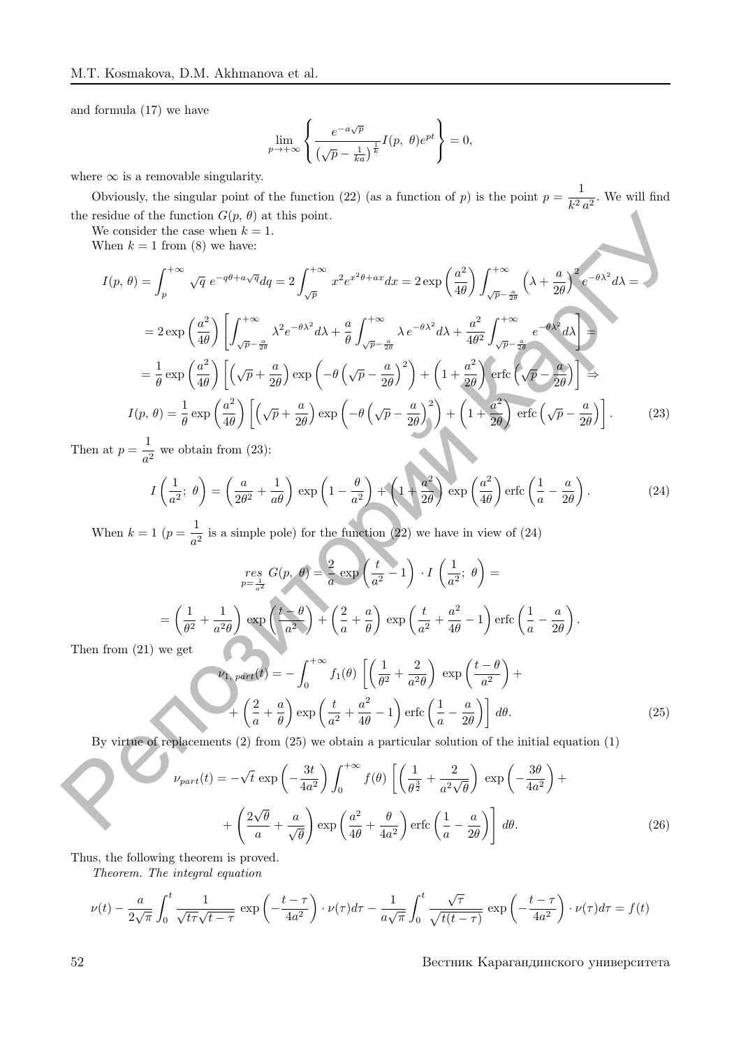and formula (17) we have

$$\lim_{p\to+\infty}\left\{\frac{e^{-a\sqrt{p}}}{\left(\sqrt{p}-\frac{1}{ka}\right)^{\frac{1}{k}}}I(p,\ \theta)e^{pt}\right\}=0,$$

where $\infty$ is a removable singularity.

Obviously, the singular point of the function (22) (as a function of $p$) is the point $p=\dfrac{1}{k^2\,a^2}$. We will find the residue of the function $G(p,\ \theta)$ at this point.

We consider the case when $k=1$.

When $k=1$ from (8) we have:

$$I(p,\ \theta)=\int_p^{+\infty}\sqrt{q}\ e^{-q\theta+a\sqrt{q}}dq=2\int_{\sqrt{p}}^{+\infty}x^2e^{x^2\theta+ax}dx=2\exp\left(\frac{a^2}{4\theta}\right)\int_{\sqrt{p}-\frac{a}{2\theta}}^{+\infty}\left(\lambda+\frac{a}{2\theta}\right)^2e^{-\theta\lambda^2}d\lambda=$$

$$=2\exp\left(\frac{a^2}{4\theta}\right)\left[\int_{\sqrt{p}-\frac{a}{2\theta}}^{+\infty}\lambda^2e^{-\theta\lambda^2}d\lambda+\frac{a}{\theta}\int_{\sqrt{p}-\frac{a}{2\theta}}^{+\infty}\lambda\,e^{-\theta\lambda^2}d\lambda+\frac{a^2}{4\theta^2}\int_{\sqrt{p}-\frac{a}{2\theta}}^{+\infty}e^{-\theta\lambda^2}d\lambda\right]=$$

$$=\frac{1}{\theta}\exp\left(\frac{a^2}{4\theta}\right)\left[\left(\sqrt{p}+\frac{a}{2\theta}\right)\exp\left(-\theta\left(\sqrt{p}-\frac{a}{2\theta}\right)^2\right)+\left(1+\frac{a^2}{2\theta}\right)\mathrm{erfc}\left(\sqrt{p}-\frac{a}{2\theta}\right)\right]\Rightarrow$$

$$I(p,\ \theta)=\frac{1}{\theta}\exp\left(\frac{a^2}{4\theta}\right)\left[\left(\sqrt{p}+\frac{a}{2\theta}\right)\exp\left(-\theta\left(\sqrt{p}-\frac{a}{2\theta}\right)^2\right)+\left(1+\frac{a^2}{2\theta}\right)\mathrm{erfc}\left(\sqrt{p}-\frac{a}{2\theta}\right)\right].\tag{23}$$

Then at $p=\dfrac{1}{a^2}$ we obtain from (23):

$$I\left(\frac{1}{a^2};\ \theta\right)=\left(\frac{a}{2\theta^2}+\frac{1}{a\theta}\right)\exp\left(1-\frac{\theta}{a^2}\right)+\left(1+\frac{a^2}{2\theta}\right)\exp\left(\frac{a^2}{4\theta}\right)\mathrm{erfc}\left(\frac{1}{a}-\frac{a}{2\theta}\right).\tag{24}$$

When $k=1$ ($p=\dfrac{1}{a^2}$ is a simple pole) for the function (22) we have in view of (24)

$$\underset{p=\frac{1}{a^2}}{res}\ G(p,\ \theta)=\frac{2}{a}\exp\left(\frac{t}{a^2}-1\right)\cdot I\left(\frac{1}{a^2};\ \theta\right)=$$

$$=\left(\frac{1}{\theta^2}+\frac{1}{a^2\theta}\right)\exp\left(\frac{t-\theta}{a^2}\right)+\left(\frac{2}{a}+\frac{a}{\theta}\right)\exp\left(\frac{t}{a^2}+\frac{a^2}{4\theta}-1\right)\mathrm{erfc}\left(\frac{1}{a}-\frac{a}{2\theta}\right).$$

Then from (21) we get

$$\nu_{1,\,part}(t)=-\int_0^{+\infty}f_1(\theta)\left[\left(\frac{1}{\theta^2}+\frac{2}{a^2\theta}\right)\exp\left(\frac{t-\theta}{a^2}\right)+\right.$$

$$\left.+\left(\frac{2}{a}+\frac{a}{\theta}\right)\exp\left(\frac{t}{a^2}+\frac{a^2}{4\theta}-1\right)\mathrm{erfc}\left(\frac{1}{a}-\frac{a}{2\theta}\right)\right]d\theta.\tag{25}$$

By virtue of replacements (2) from (25) we obtain a particular solution of the initial equation (1)

$$\nu_{part}(t)=-\sqrt{t}\exp\left(-\frac{3t}{4a^2}\right)\int_0^{+\infty}f(\theta)\left[\left(\frac{1}{\theta^{\frac{3}{2}}}+\frac{2}{a^2\sqrt{\theta}}\right)\exp\left(-\frac{3\theta}{4a^2}\right)+\right.$$

$$\left.+\left(\frac{2\sqrt{\theta}}{a}+\frac{a}{\sqrt{\theta}}\right)\exp\left(\frac{a^2}{4\theta}+\frac{\theta}{4a^2}\right)\mathrm{erfc}\left(\frac{1}{a}-\frac{a}{2\theta}\right)\right]d\theta.\tag{26}$$

Thus, the following theorem is proved.

*Theorem. The integral equation*

$$\nu(t)-\frac{a}{2\sqrt{\pi}}\int_0^t\frac{1}{\sqrt{t\tau}\sqrt{t-\tau}}\exp\left(-\frac{t-\tau}{4a^2}\right)\cdot\nu(\tau)d\tau-\frac{1}{a\sqrt{\pi}}\int_0^t\frac{\sqrt{\tau}}{\sqrt{t(t-\tau)}}\exp\left(-\frac{t-\tau}{4a^2}\right)\cdot\nu(\tau)d\tau=f(t)$$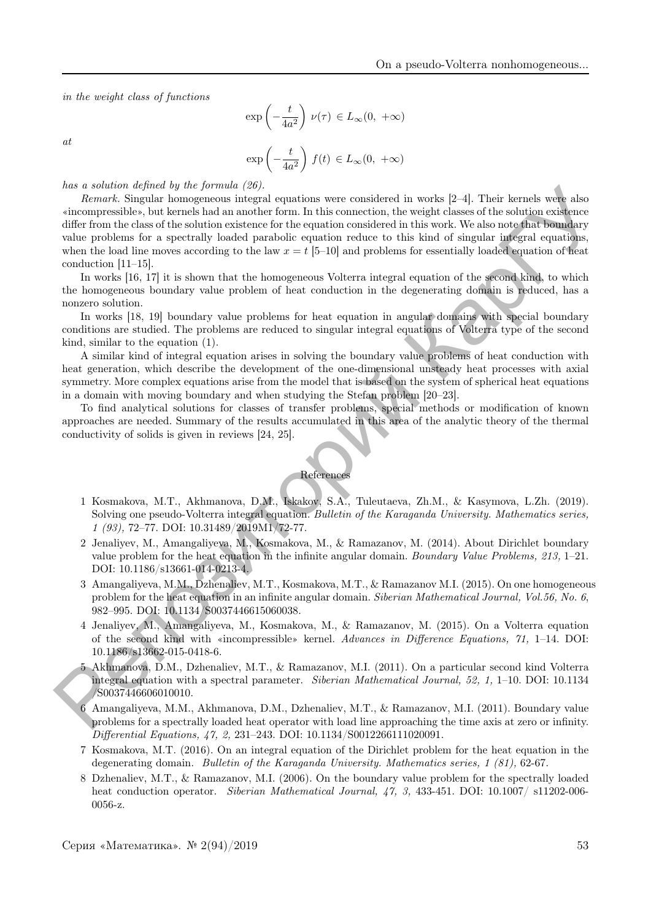*in the weight class of functions*

$$\exp\left(-\frac{t}{4a^2}\right)\,\nu(\tau)\,\in L_\infty(0,\,+\infty)$$

*at*

$$\exp\left(-\frac{t}{4a^2}\right)\,f(t)\,\in L_\infty(0,\,+\infty)$$

*has a solution defined by the formula (26).*

*Remark.* Singular homogeneous integral equations were considered in works [2–4]. Their kernels were also «incompressible», but kernels had an another form. In this connection, the weight classes of the solution existence differ from the class of the solution existence for the equation considered in this work. We also note that boundary value problems for a spectrally loaded parabolic equation reduce to this kind of singular integral equations, when the load line moves according to the law $x = t$ [5–10] and problems for essentially loaded equation of heat conduction [11–15].

In works [16, 17] it is shown that the homogeneous Volterra integral equation of the second kind, to which the homogeneous boundary value problem of heat conduction in the degenerating domain is reduced, has a nonzero solution.

In works [18, 19] boundary value problems for heat equation in angular domains with special boundary conditions are studied. The problems are reduced to singular integral equations of Volterra type of the second kind, similar to the equation (1).

A similar kind of integral equation arises in solving the boundary value problems of heat conduction with heat generation, which describe the development of the one-dimensional unsteady heat processes with axial symmetry. More complex equations arise from the model that is based on the system of spherical heat equations in a domain with moving boundary and when studying the Stefan problem [20–23].

To find analytical solutions for classes of transfer problems, special methods or modification of known approaches are needed. Summary of the results accumulated in this area of the analytic theory of the thermal conductivity of solids is given in reviews [24, 25].

## References

1. Kosmakova, M.T., Akhmanova, D.M., Iskakov, S.A., Tuleutaeva, Zh.M., & Kasymova, L.Zh. (2019). Solving one pseudo-Volterra integral equation. *Bulletin of the Karaganda University. Mathematics series, 1 (93),* 72–77. DOI: 10.31489/2019M1/72-77.
2. Jenaliyev, M., Amangaliyeva, M., Kosmakova, M., & Ramazanov, M. (2014). About Dirichlet boundary value problem for the heat equation in the infinite angular domain. *Boundary Value Problems, 213,* 1–21. DOI: 10.1186/s13661-014-0213-4.
3. Amangaliyeva, M.M., Dzhenaliev, M.T., Kosmakova, M.T., & Ramazanov M.I. (2015). On one homogeneous problem for the heat equation in an infinite angular domain. *Siberian Mathematical Journal, Vol.56, No. 6*, 982–995. DOI: 10.1134/S0037446615060038.
4. Jenaliyev, M., Amangaliyeva, M., Kosmakova, M., & Ramazanov, M. (2015). On a Volterra equation of the second kind with «incompressible» kernel. *Advances in Difference Equations, 71,* 1–14. DOI: 10.1186/s13662-015-0418-6.
5. Akhmanova, D.M., Dzhenaliev, M.T., & Ramazanov, M.I. (2011). On a particular second kind Volterra integral equation with a spectral parameter. *Siberian Mathematical Journal, 52, 1,* 1–10. DOI: 10.1134/S0037446606010010.
6. Amangaliyeva, M.M., Akhmanova, D.M., Dzhenaliev, M.T., & Ramazanov, M.I. (2011). Boundary value problems for a spectrally loaded heat operator with load line approaching the time axis at zero or infinity. *Differential Equations, 47, 2,* 231–243. DOI: 10.1134/S0012266111020091.
7. Kosmakova, M.T. (2016). On an integral equation of the Dirichlet problem for the heat equation in the degenerating domain. *Bulletin of the Karaganda University. Mathematics series, 1 (81),* 62-67.
8. Dzhenaliev, M.T., & Ramazanov, M.I. (2006). On the boundary value problem for the spectrally loaded heat conduction operator. *Siberian Mathematical Journal, 47, 3,* 433-451. DOI: 10.1007/ s11202-006-0056-z.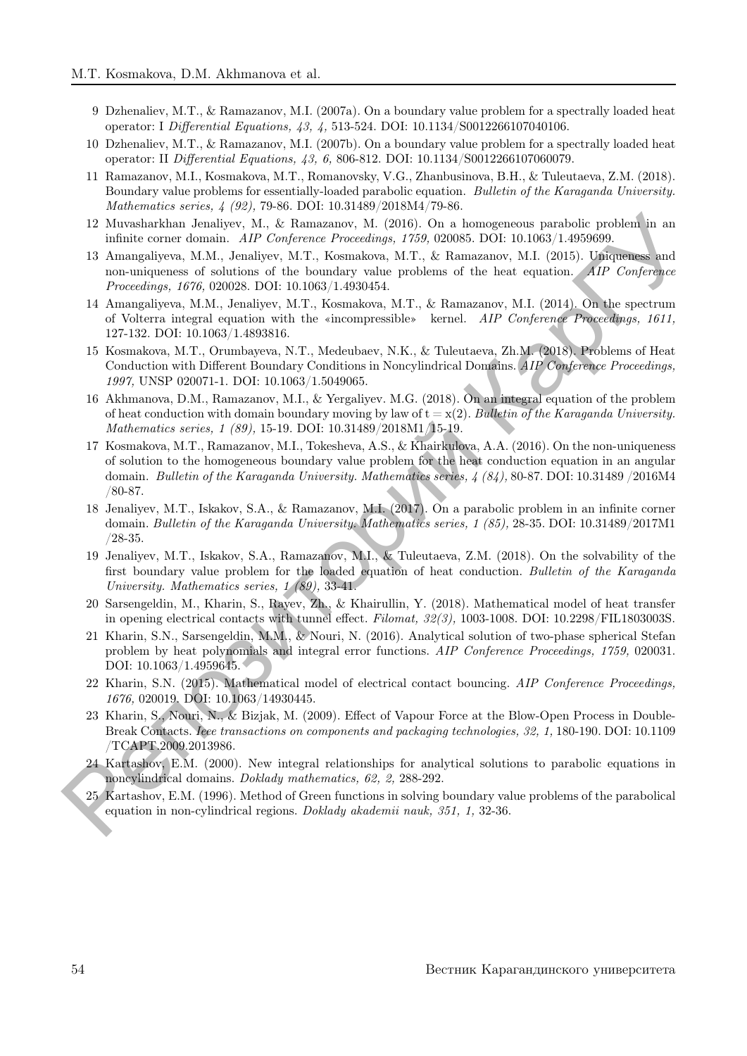9 Dzhenaliev, M.T., & Ramazanov, M.I. (2007a). On a boundary value problem for a spectrally loaded heat operator: I *Differential Equations, 43, 4,* 513-524. DOI: 10.1134/S0012266107040106.

10 Dzhenaliev, M.T., & Ramazanov, M.I. (2007b). On a boundary value problem for a spectrally loaded heat operator: II *Differential Equations, 43, 6,* 806-812. DOI: 10.1134/S0012266107060079.

11 Ramazanov, M.I., Kosmakova, M.T., Romanovsky, V.G., Zhanbusinova, B.H., & Tuleutaeva, Z.M. (2018). Boundary value problems for essentially-loaded parabolic equation. *Bulletin of the Karaganda University. Mathematics series, 4 (92),* 79-86. DOI: 10.31489/2018M4/79-86.

12 Muvasharkhan Jenaliyev, M., & Ramazanov, M. (2016). On a homogeneous parabolic problem in an infinite corner domain. *AIP Conference Proceedings, 1759,* 020085. DOI: 10.1063/1.4959699.

13 Amangaliyeva, M.M., Jenaliyev, M.T., Kosmakova, M.T., & Ramazanov, M.I. (2015). Uniqueness and non-uniqueness of solutions of the boundary value problems of the heat equation. *AIP Conference Proceedings, 1676,* 020028. DOI: 10.1063/1.4930454.

14 Amangaliyeva, M.M., Jenaliyev, M.T., Kosmakova, M.T., & Ramazanov, M.I. (2014). On the spectrum of Volterra integral equation with the «incompressible» kernel. *AIP Conference Proceedings, 1611,* 127-132. DOI: 10.1063/1.4893816.

15 Kosmakova, M.T., Orumbayeva, N.T., Medeubaev, N.K., & Tuleutaeva, Zh.M. (2018). Problems of Heat Conduction with Different Boundary Conditions in Noncylindrical Domains. *AIP Conference Proceedings, 1997,* UNSP 020071-1. DOI: 10.1063/1.5049065.

16 Akhmanova, D.M., Ramazanov, M.I., & Yergaliyev. M.G. (2018). On an integral equation of the problem of heat conduction with domain boundary moving by law of t = x(2). *Bulletin of the Karaganda University. Mathematics series, 1 (89),* 15-19. DOI: 10.31489/2018M1/15-19.

17 Kosmakova, M.T., Ramazanov, M.I., Tokesheva, A.S., & Khairkulova, A.A. (2016). On the non-uniqueness of solution to the homogeneous boundary value problem for the heat conduction equation in an angular domain. *Bulletin of the Karaganda University. Mathematics series, 4 (84),* 80-87. DOI: 10.31489 /2016M4 /80-87.

18 Jenaliyev, M.T., Iskakov, S.A., & Ramazanov, M.I. (2017). On a parabolic problem in an infinite corner domain. *Bulletin of the Karaganda University. Mathematics series, 1 (85),* 28-35. DOI: 10.31489/2017M1 /28-35.

19 Jenaliyev, M.T., Iskakov, S.A., Ramazanov, M.I., & Tuleutaeva, Z.M. (2018). On the solvability of the first boundary value problem for the loaded equation of heat conduction. *Bulletin of the Karaganda University. Mathematics series, 1 (89),* 33-41.

20 Sarsengeldin, M., Kharin, S., Rayev, Zh., & Khairullin, Y. (2018). Mathematical model of heat transfer in opening electrical contacts with tunnel effect. *Filomat, 32(3),* 1003-1008. DOI: 10.2298/FIL1803003S.

21 Kharin, S.N., Sarsengeldin, M.M., & Nouri, N. (2016). Analytical solution of two-phase spherical Stefan problem by heat polynomials and integral error functions. *AIP Conference Proceedings, 1759,* 020031. DOI: 10.1063/1.4959645.

22 Kharin, S.N. (2015). Mathematical model of electrical contact bouncing. *AIP Conference Proceedings, 1676,* 020019. DOI: 10.1063/14930445.

23 Kharin, S., Nouri, N., & Bizjak, M. (2009). Effect of Vapour Force at the Blow-Open Process in Double-Break Contacts. *Ieee transactions on components and packaging technologies, 32, 1,* 180-190. DOI: 10.1109 /TCAPT.2009.2013986.

24 Kartashov, E.M. (2000). New integral relationships for analytical solutions to parabolic equations in noncylindrical domains. *Doklady mathematics, 62, 2,* 288-292.

25 Kartashov, E.M. (1996). Method of Green functions in solving boundary value problems of the parabolical equation in non-cylindrical regions. *Doklady akademii nauk, 351, 1,* 32-36.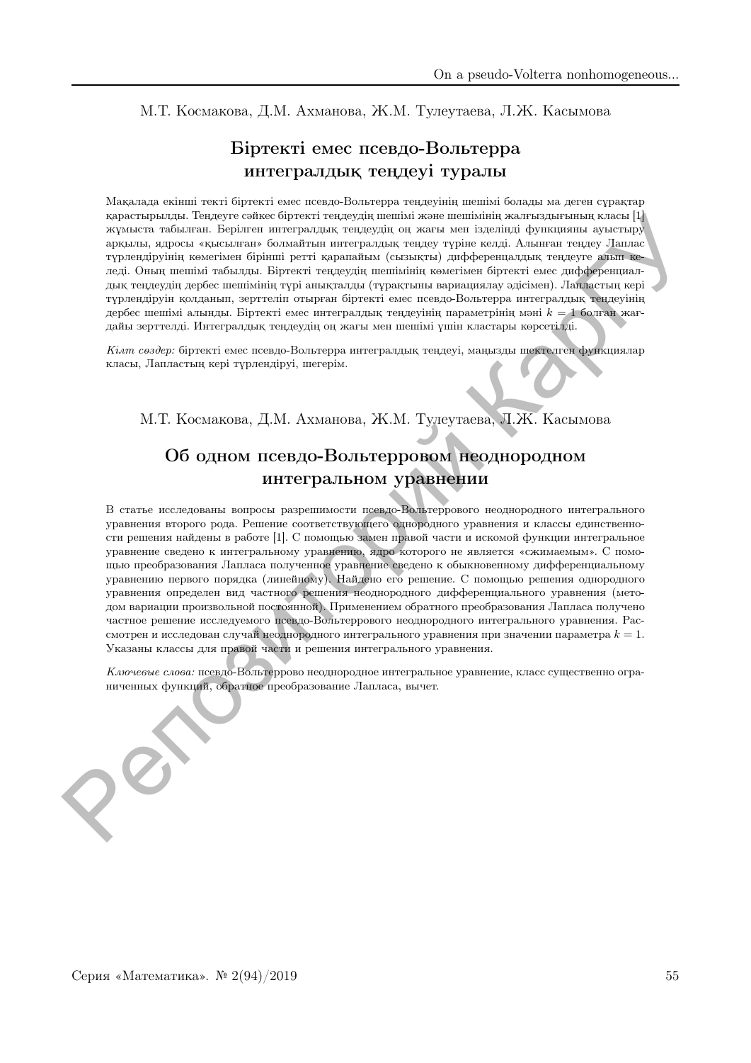М.Т. Космакова, Д.М. Ахманова, Ж.М. Тулеутаева, Л.Ж. Касымова

# Біртекті емес псевдо-Вольтерра интегралдық теңдеуі туралы

Мақалада екінші текті біртекті емес псевдо-Вольтерра теңдеуінің шешімі болады ма деген сұрақтар қарастырылды. Теңдеуге сәйкес біртекті теңдеудің шешімі және шешімінің жалғыздығының класы [1] жұмыста табылған. Берілген интегралдық теңдеудің оң жағы мен ізделінді функцияны ауыстыру арқылы, ядросы «қысылған» болмайтын интегралдық теңдеу түріне келді. Алынған теңдеу Лаплас түрлендіруінің көмегімен бірінші ретті қарапайым (сызықты) дифференциалдық теңдеуге алып келеді. Оның шешімі табылды. Біртекті теңдеудің шешімінің көмегімен біртекті емес дифференциалдық теңдеудің дербес шешімінің түрі анықталды (тұрақтыны вариациялау әдісімен). Лапластың кері түрлендіруін қолданып, зерттеліп отырған біртекті емес псевдо-Вольтерра интегралдық теңдеуінің дербес шешімі алынды. Біртекті емес интегралдық теңдеуінің параметрінің мәні $k = 1$ болған жағдайы зерттелді. Интегралдық теңдеудің оң жағы мен шешімі үшін кластары көрсетілді.

*Кілт сөздер:* біртекті емес псевдо-Вольтерра интегралдық теңдеуі, маңызды шектелген функциялар класы, Лапластың кері түрлендіруі, шегерім.

М.Т. Космакова, Д.М. Ахманова, Ж.М. Тулеутаева, Л.Ж. Касымова

# Об одном псевдо-Вольтерровом неоднородном интегральном уравнении

В статье исследованы вопросы разрешимости псевдо-Вольтеррового неоднородного интегрального уравнения второго рода. Решение соответствующего однородного уравнения и классы единственности решения найдены в работе [1]. С помощью замен правой части и искомой функции интегральное уравнение сведено к интегральному уравнению, ядро которого не является «сжимаемым». С помощью преобразования Лапласа полученное уравнение сведено к обыкновенному дифференциальному уравнению первого порядка (линейному). Найдено его решение. С помощью решения однородного уравнения определен вид частного решения неоднородного дифференциального уравнения (методом вариации произвольной постоянной). Применением обратного преобразования Лапласа получено частное решение исследуемого псевдо-Вольтеррового неоднородного интегрального уравнения. Рассмотрен и исследован случай неоднородного интегрального уравнения при значении параметра $k = 1$. Указаны классы для правой части и решения интегрального уравнения.

*Ключевые слова:* псевдо-Вольтеррово неоднородное интегральное уравнение, класс существенно ограниченных функций, обратное преобразование Лапласа, вычет.